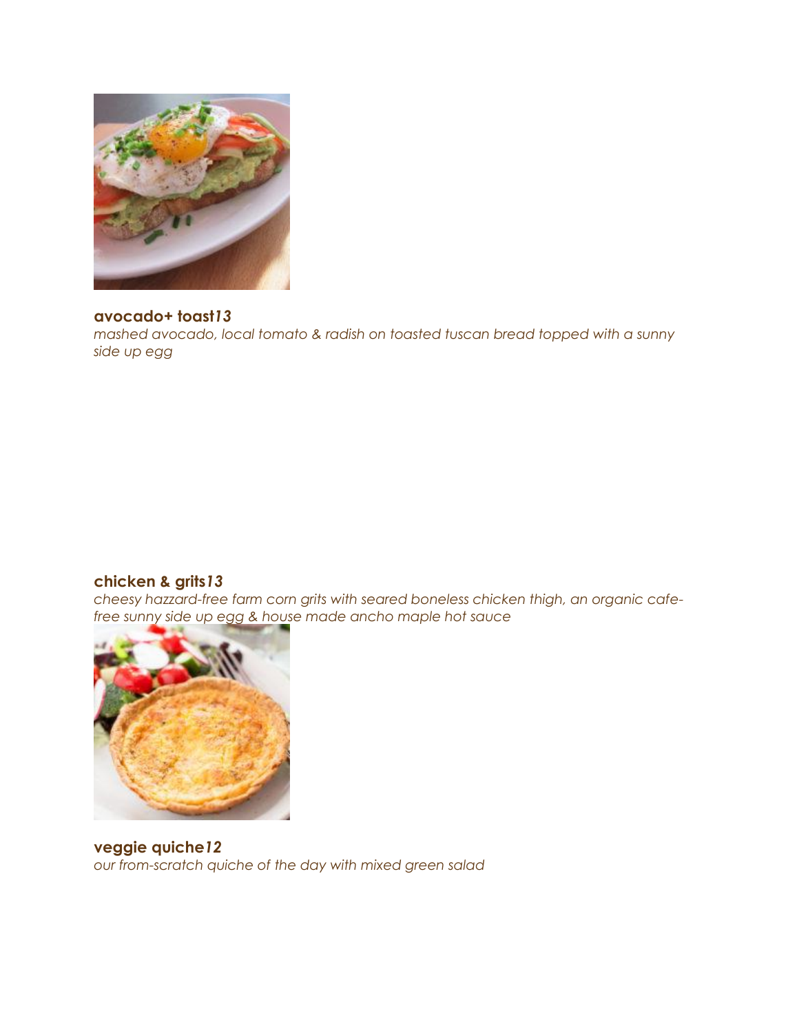**avocado+ toast***13*
*mashed avocado, local tomato & radish on toasted tuscan bread topped with a sunny side up egg*

**chicken & grits***13*
*cheesy hazzard-free farm corn grits with seared boneless chicken thigh, an organic cafe-free sunny side up egg & house made ancho maple hot sauce*

**veggie quiche***12*
*our from-scratch quiche of the day with mixed green salad*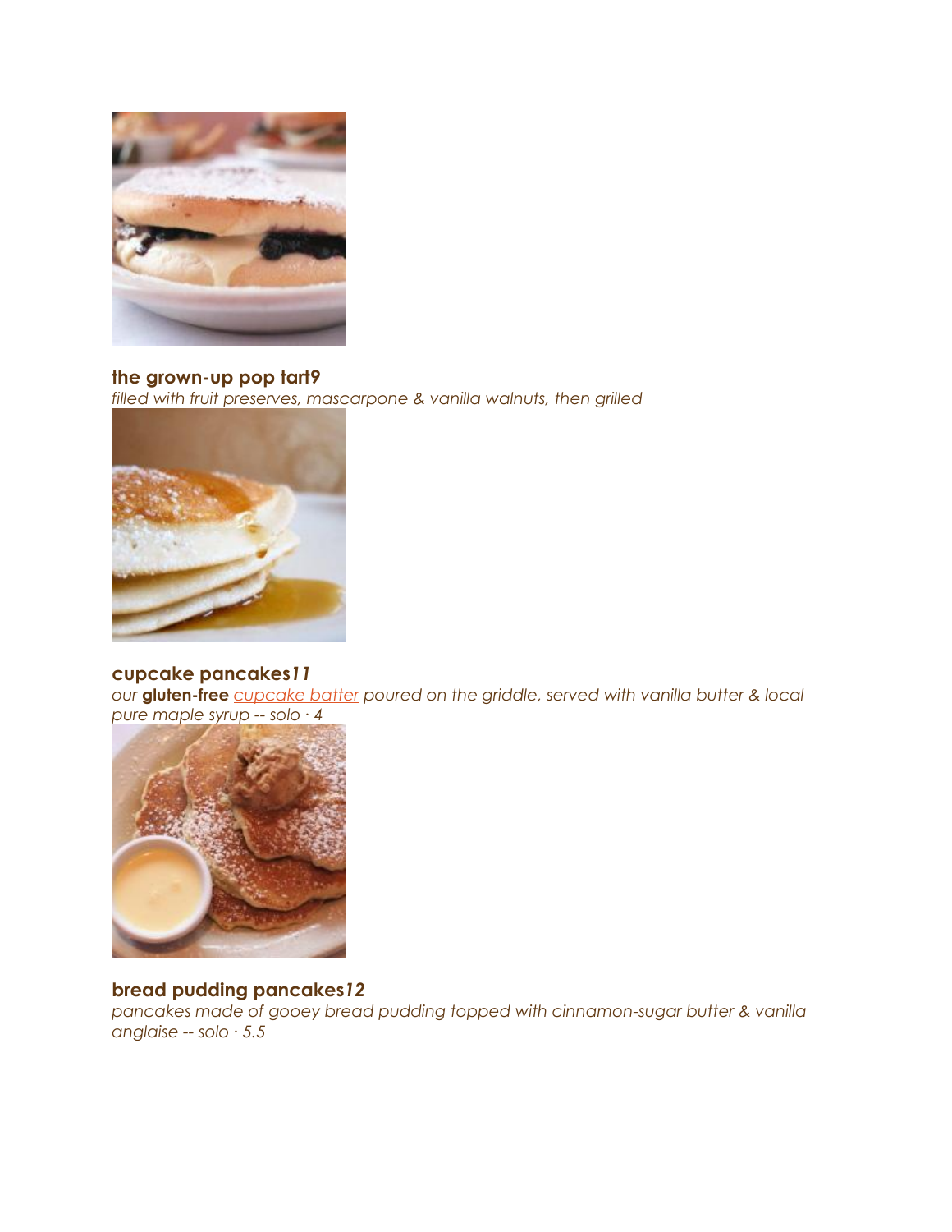**the grown-up pop tart9**
*filled with fruit preserves, mascarpone & vanilla walnuts, then grilled*

**cupcake pancakes*11***
*our* **gluten-free** *cupcake batter poured on the griddle, served with vanilla butter & local pure maple syrup -- solo · 4*

**bread pudding pancakes*12***
*pancakes made of gooey bread pudding topped with cinnamon-sugar butter & vanilla anglaise -- solo · 5.5*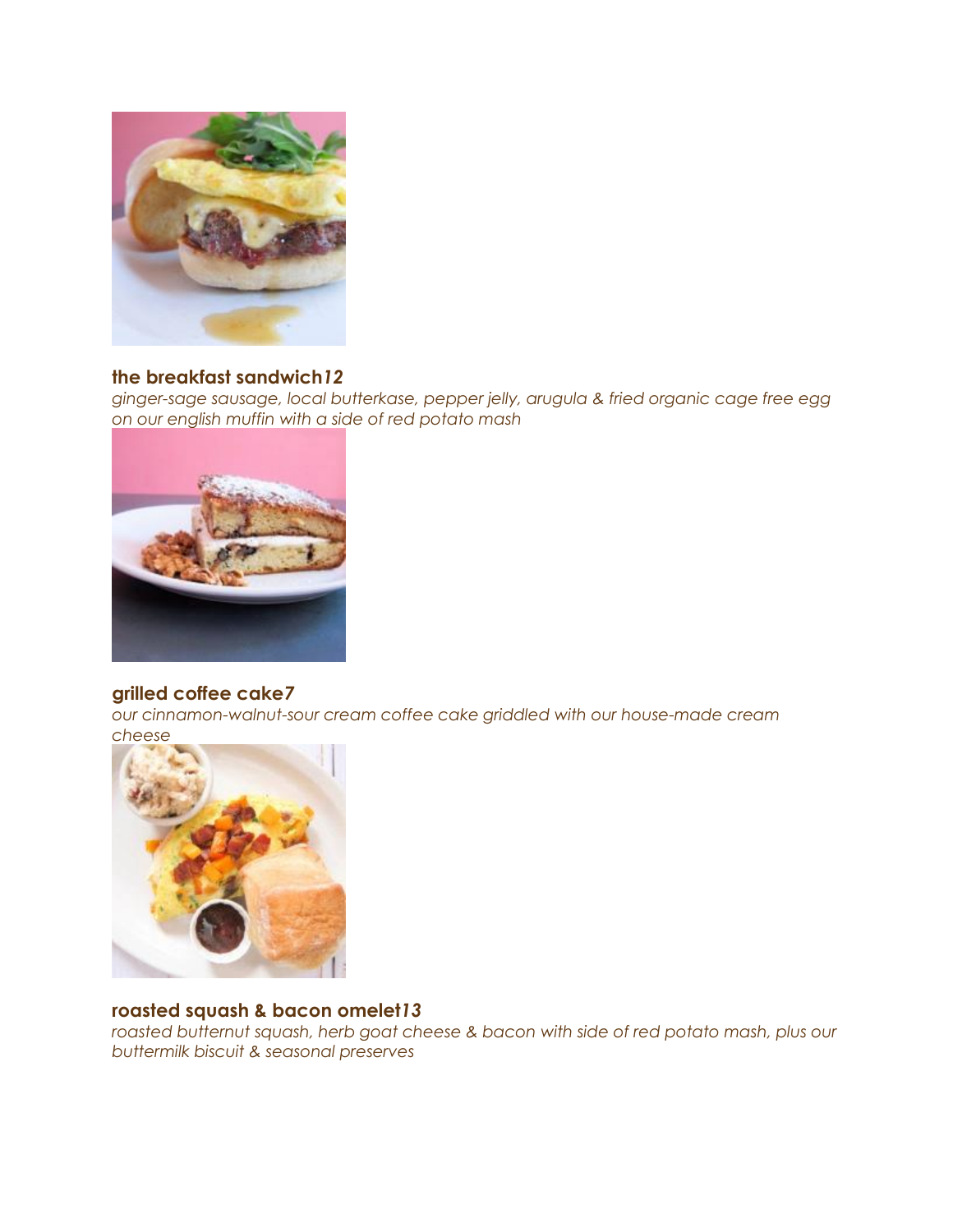**the breakfast sandwich** ***12***

*ginger-sage sausage, local butterkase, pepper jelly, arugula & fried organic cage free egg on our english muffin with a side of red potato mash*

**grilled coffee cake** ***7***

*our cinnamon-walnut-sour cream coffee cake griddled with our house-made cream cheese*

**roasted squash & bacon omelet** ***13***

*roasted butternut squash, herb goat cheese & bacon with side of red potato mash, plus our buttermilk biscuit & seasonal preserves*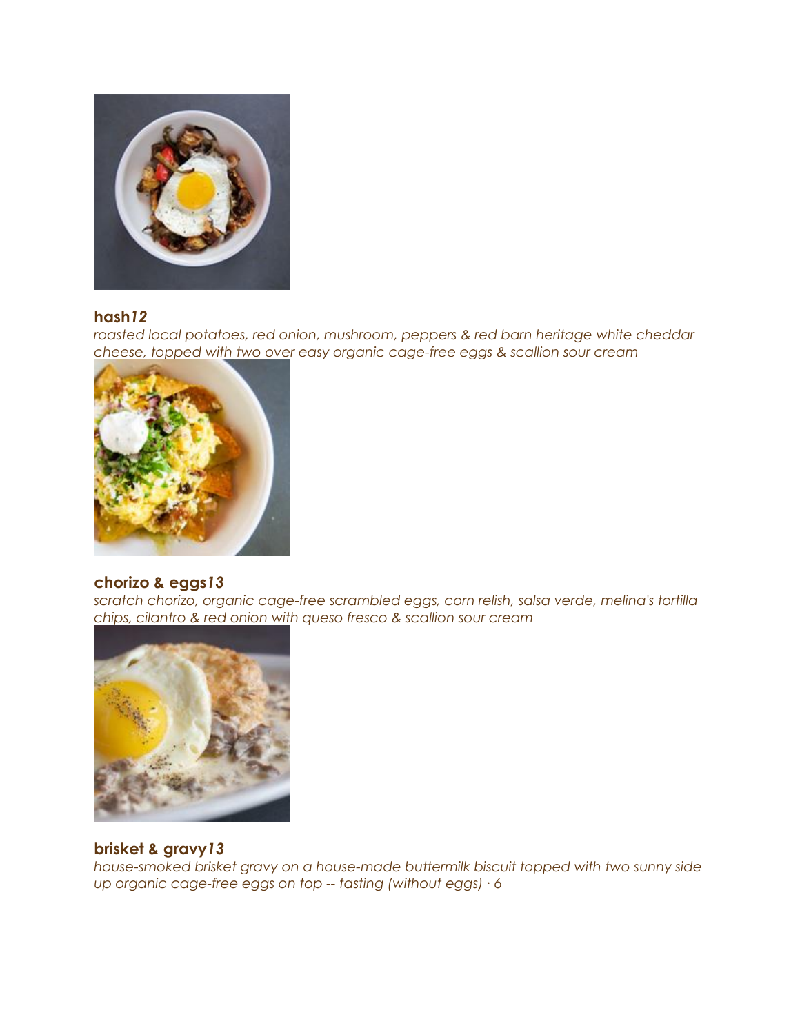### hash*12*
*roasted local potatoes, red onion, mushroom, peppers & red barn heritage white cheddar cheese, topped with two over easy organic cage-free eggs & scallion sour cream*

### chorizo & eggs*13*
*scratch chorizo, organic cage-free scrambled eggs, corn relish, salsa verde, melina's tortilla chips, cilantro & red onion with queso fresco & scallion sour cream*

### brisket & gravy*13*
*house-smoked brisket gravy on a house-made buttermilk biscuit topped with two sunny side up organic cage-free eggs on top -- tasting (without eggs) · 6*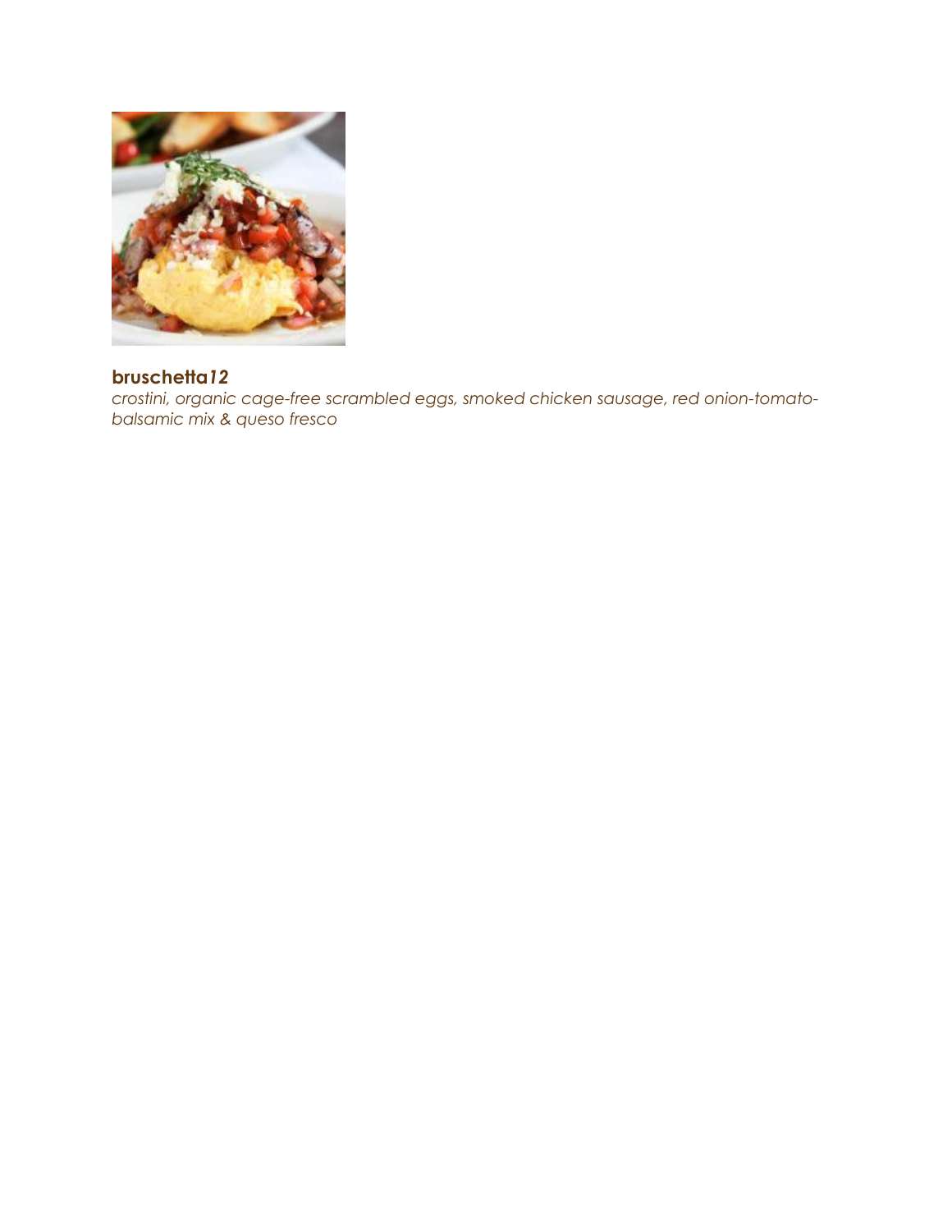**bruschetta*12***

*crostini, organic cage-free scrambled eggs, smoked chicken sausage, red onion-tomato-balsamic mix & queso fresco*